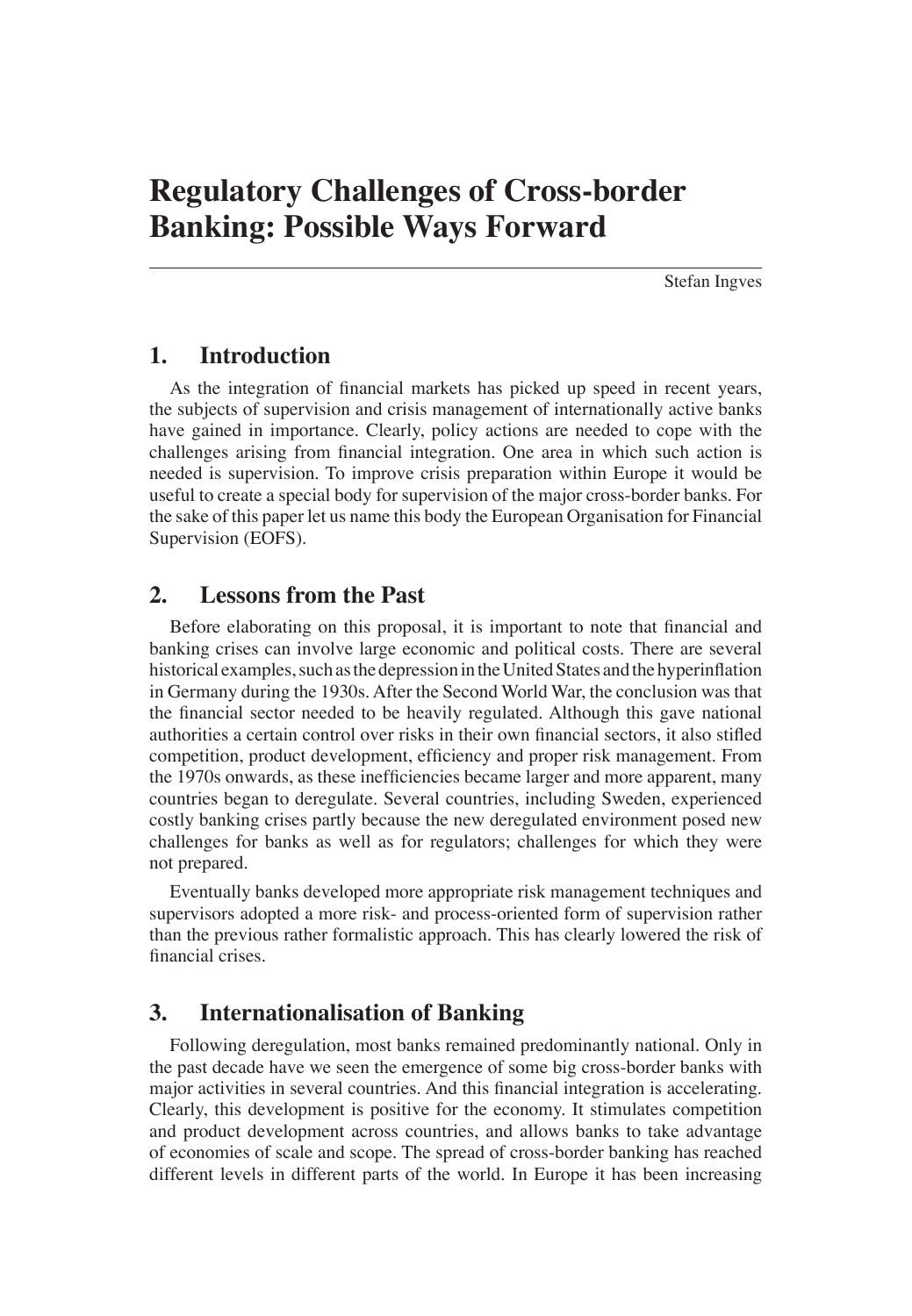# Regulatory Challenges of Cross-border Banking: Possible Ways Forward

Stefan Ingves

## 1. Introduction

As the integration of financial markets has picked up speed in recent years, the subjects of supervision and crisis management of internationally active banks have gained in importance. Clearly, policy actions are needed to cope with the challenges arising from financial integration. One area in which such action is needed is supervision. To improve crisis preparation within Europe it would be useful to create a special body for supervision of the major cross-border banks. For the sake of this paper let us name this body the European Organisation for Financial Supervision (EOFS).

## 2. Lessons from the Past

Before elaborating on this proposal, it is important to note that financial and banking crises can involve large economic and political costs. There are several historical examples, such as the depression in the United States and the hyperinflation in Germany during the 1930s. After the Second World War, the conclusion was that the financial sector needed to be heavily regulated. Although this gave national authorities a certain control over risks in their own financial sectors, it also stifled competition, product development, efficiency and proper risk management. From the 1970s onwards, as these inefficiencies became larger and more apparent, many countries began to deregulate. Several countries, including Sweden, experienced costly banking crises partly because the new deregulated environment posed new challenges for banks as well as for regulators; challenges for which they were not prepared.

Eventually banks developed more appropriate risk management techniques and supervisors adopted a more risk- and process-oriented form of supervision rather than the previous rather formalistic approach. This has clearly lowered the risk of financial crises.

## 3. Internationalisation of Banking

Following deregulation, most banks remained predominantly national. Only in the past decade have we seen the emergence of some big cross-border banks with major activities in several countries. And this financial integration is accelerating. Clearly, this development is positive for the economy. It stimulates competition and product development across countries, and allows banks to take advantage of economies of scale and scope. The spread of cross-border banking has reached different levels in different parts of the world. In Europe it has been increasing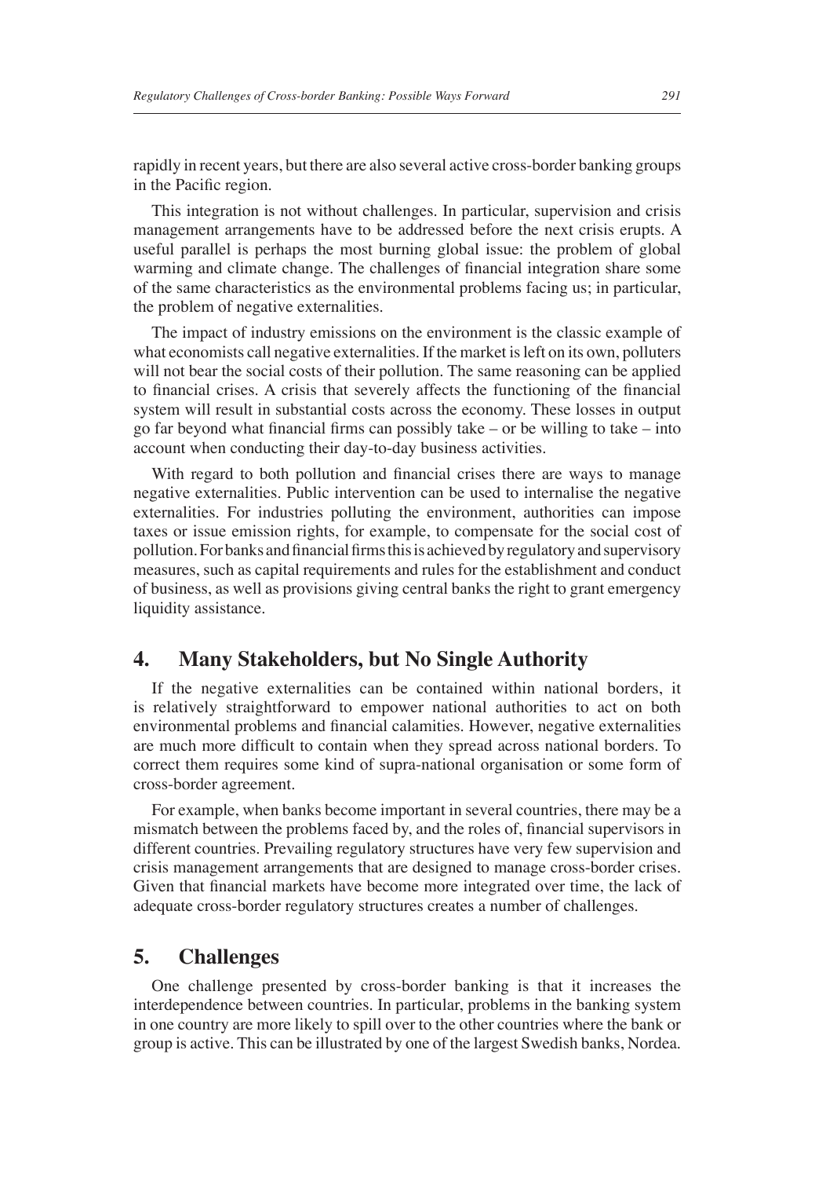rapidly in recent years, but there are also several active cross-border banking groups in the Pacific region.

This integration is not without challenges. In particular, supervision and crisis management arrangements have to be addressed before the next crisis erupts. A useful parallel is perhaps the most burning global issue: the problem of global warming and climate change. The challenges of financial integration share some of the same characteristics as the environmental problems facing us; in particular, the problem of negative externalities.

The impact of industry emissions on the environment is the classic example of what economists call negative externalities. If the market is left on its own, polluters will not bear the social costs of their pollution. The same reasoning can be applied to financial crises. A crisis that severely affects the functioning of the financial system will result in substantial costs across the economy. These losses in output go far beyond what financial firms can possibly take – or be willing to take – into account when conducting their day-to-day business activities.

With regard to both pollution and financial crises there are ways to manage negative externalities. Public intervention can be used to internalise the negative externalities. For industries polluting the environment, authorities can impose taxes or issue emission rights, for example, to compensate for the social cost of pollution. For banks and financial firms this is achieved by regulatory and supervisory measures, such as capital requirements and rules for the establishment and conduct of business, as well as provisions giving central banks the right to grant emergency liquidity assistance.

## 4. Many Stakeholders, but No Single Authority

If the negative externalities can be contained within national borders, it is relatively straightforward to empower national authorities to act on both environmental problems and financial calamities. However, negative externalities are much more difficult to contain when they spread across national borders. To correct them requires some kind of supra-national organisation or some form of cross-border agreement.

For example, when banks become important in several countries, there may be a mismatch between the problems faced by, and the roles of, financial supervisors in different countries. Prevailing regulatory structures have very few supervision and crisis management arrangements that are designed to manage cross-border crises. Given that financial markets have become more integrated over time, the lack of adequate cross-border regulatory structures creates a number of challenges.

## 5. Challenges

One challenge presented by cross-border banking is that it increases the interdependence between countries. In particular, problems in the banking system in one country are more likely to spill over to the other countries where the bank or group is active. This can be illustrated by one of the largest Swedish banks, Nordea.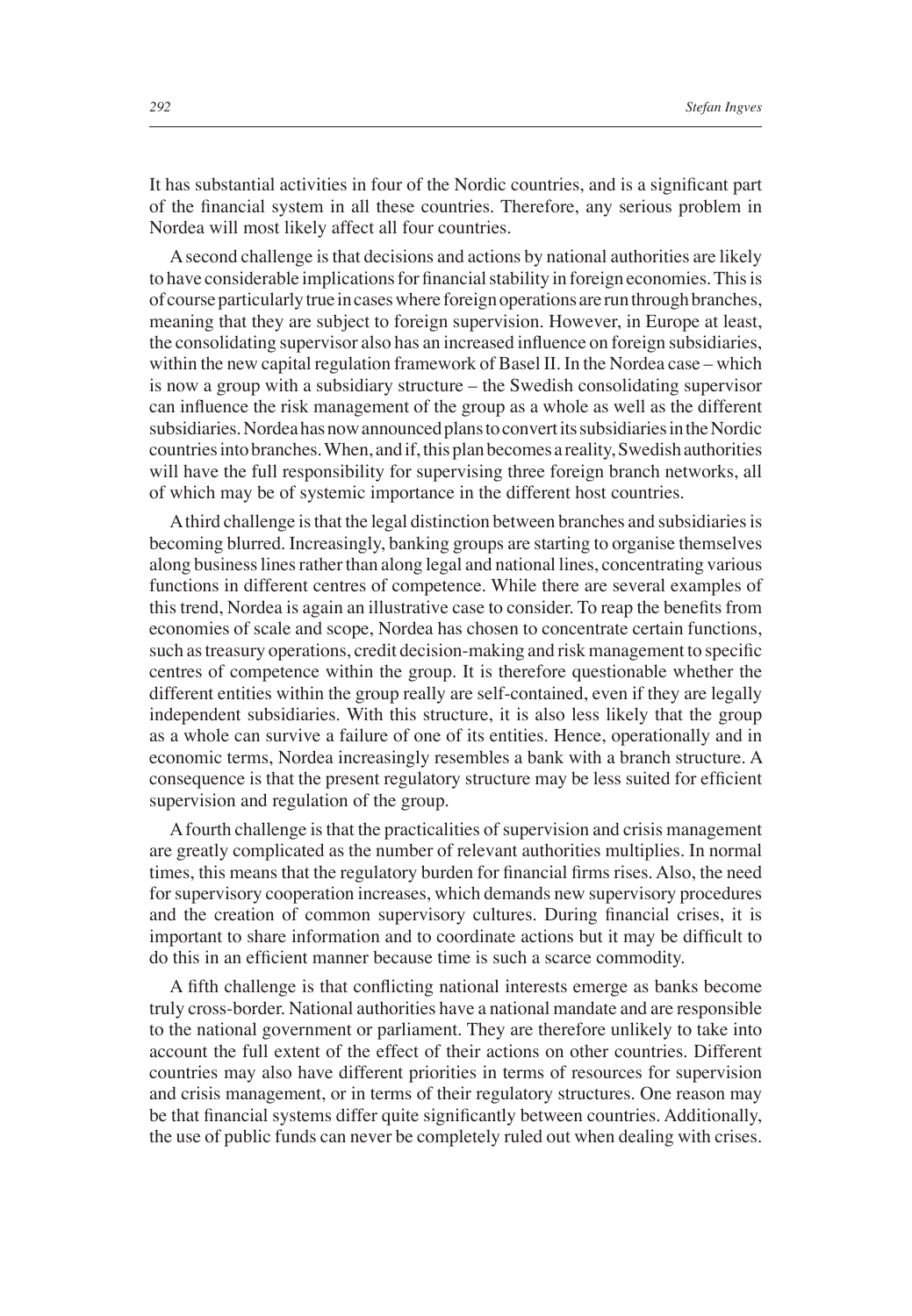It has substantial activities in four of the Nordic countries, and is a significant part of the financial system in all these countries. Therefore, any serious problem in Nordea will most likely affect all four countries.

A second challenge is that decisions and actions by national authorities are likely to have considerable implications for financial stability in foreign economies. This is of course particularly true in cases where foreign operations are run through branches, meaning that they are subject to foreign supervision. However, in Europe at least, the consolidating supervisor also has an increased influence on foreign subsidiaries, within the new capital regulation framework of Basel II. In the Nordea case – which is now a group with a subsidiary structure – the Swedish consolidating supervisor can influence the risk management of the group as a whole as well as the different subsidiaries. Nordea has now announced plans to convert its subsidiaries in the Nordic countries into branches. When, and if, this plan becomes a reality, Swedish authorities will have the full responsibility for supervising three foreign branch networks, all of which may be of systemic importance in the different host countries.

A third challenge is that the legal distinction between branches and subsidiaries is becoming blurred. Increasingly, banking groups are starting to organise themselves along business lines rather than along legal and national lines, concentrating various functions in different centres of competence. While there are several examples of this trend, Nordea is again an illustrative case to consider. To reap the benefits from economies of scale and scope, Nordea has chosen to concentrate certain functions, such as treasury operations, credit decision-making and risk management to specific centres of competence within the group. It is therefore questionable whether the different entities within the group really are self-contained, even if they are legally independent subsidiaries. With this structure, it is also less likely that the group as a whole can survive a failure of one of its entities. Hence, operationally and in economic terms, Nordea increasingly resembles a bank with a branch structure. A consequence is that the present regulatory structure may be less suited for efficient supervision and regulation of the group.

A fourth challenge is that the practicalities of supervision and crisis management are greatly complicated as the number of relevant authorities multiplies. In normal times, this means that the regulatory burden for financial firms rises. Also, the need for supervisory cooperation increases, which demands new supervisory procedures and the creation of common supervisory cultures. During financial crises, it is important to share information and to coordinate actions but it may be difficult to do this in an efficient manner because time is such a scarce commodity.

A fifth challenge is that conflicting national interests emerge as banks become truly cross-border. National authorities have a national mandate and are responsible to the national government or parliament. They are therefore unlikely to take into account the full extent of the effect of their actions on other countries. Different countries may also have different priorities in terms of resources for supervision and crisis management, or in terms of their regulatory structures. One reason may be that financial systems differ quite significantly between countries. Additionally, the use of public funds can never be completely ruled out when dealing with crises.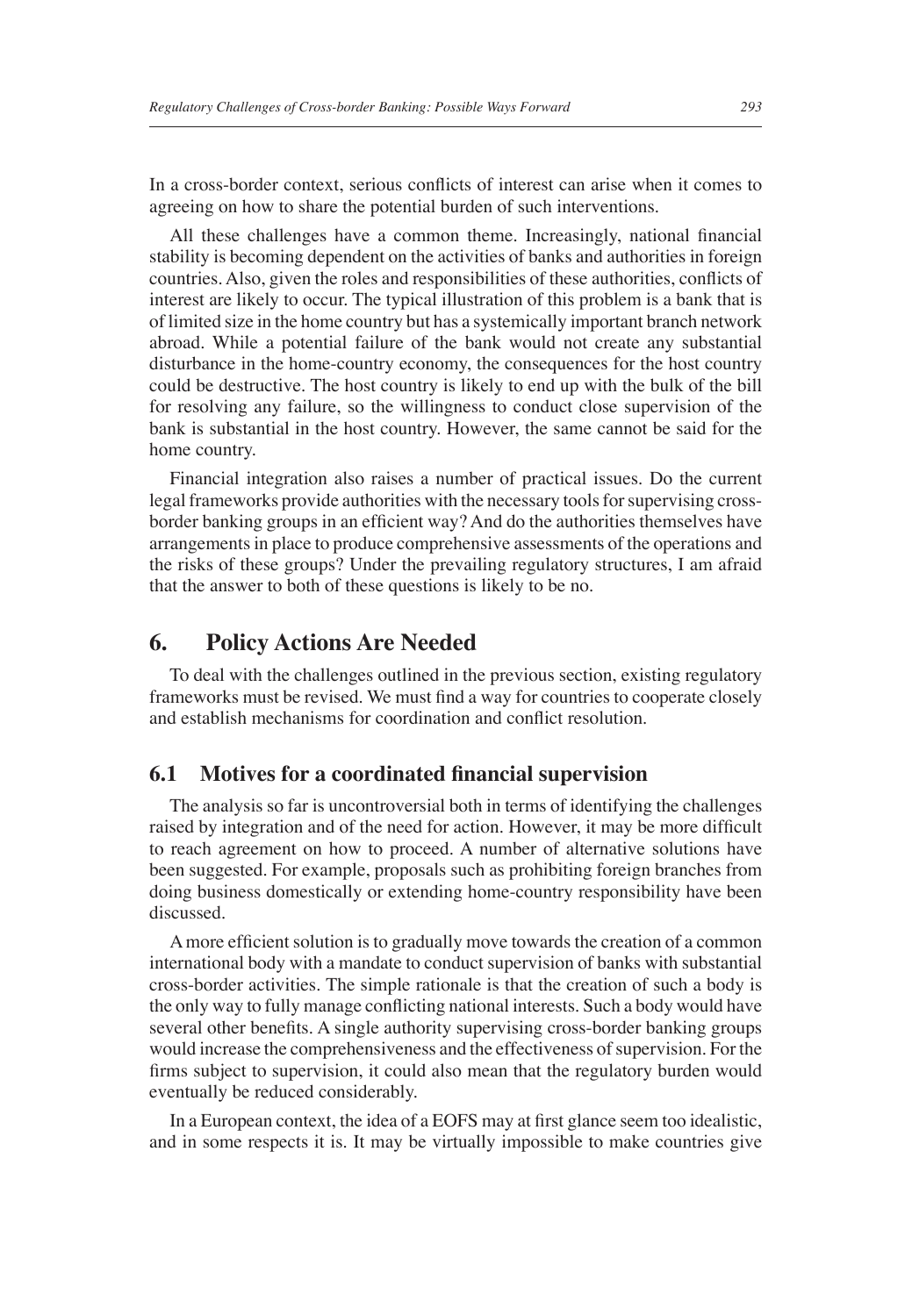In a cross-border context, serious conflicts of interest can arise when it comes to agreeing on how to share the potential burden of such interventions.

All these challenges have a common theme. Increasingly, national financial stability is becoming dependent on the activities of banks and authorities in foreign countries. Also, given the roles and responsibilities of these authorities, conflicts of interest are likely to occur. The typical illustration of this problem is a bank that is of limited size in the home country but has a systemically important branch network abroad. While a potential failure of the bank would not create any substantial disturbance in the home-country economy, the consequences for the host country could be destructive. The host country is likely to end up with the bulk of the bill for resolving any failure, so the willingness to conduct close supervision of the bank is substantial in the host country. However, the same cannot be said for the home country.

Financial integration also raises a number of practical issues. Do the current legal frameworks provide authorities with the necessary tools for supervising cross-border banking groups in an efficient way? And do the authorities themselves have arrangements in place to produce comprehensive assessments of the operations and the risks of these groups? Under the prevailing regulatory structures, I am afraid that the answer to both of these questions is likely to be no.

## 6. Policy Actions Are Needed

To deal with the challenges outlined in the previous section, existing regulatory frameworks must be revised. We must find a way for countries to cooperate closely and establish mechanisms for coordination and conflict resolution.

### 6.1 Motives for a coordinated financial supervision

The analysis so far is uncontroversial both in terms of identifying the challenges raised by integration and of the need for action. However, it may be more difficult to reach agreement on how to proceed. A number of alternative solutions have been suggested. For example, proposals such as prohibiting foreign branches from doing business domestically or extending home-country responsibility have been discussed.

A more efficient solution is to gradually move towards the creation of a common international body with a mandate to conduct supervision of banks with substantial cross-border activities. The simple rationale is that the creation of such a body is the only way to fully manage conflicting national interests. Such a body would have several other benefits. A single authority supervising cross-border banking groups would increase the comprehensiveness and the effectiveness of supervision. For the firms subject to supervision, it could also mean that the regulatory burden would eventually be reduced considerably.

In a European context, the idea of a EOFS may at first glance seem too idealistic, and in some respects it is. It may be virtually impossible to make countries give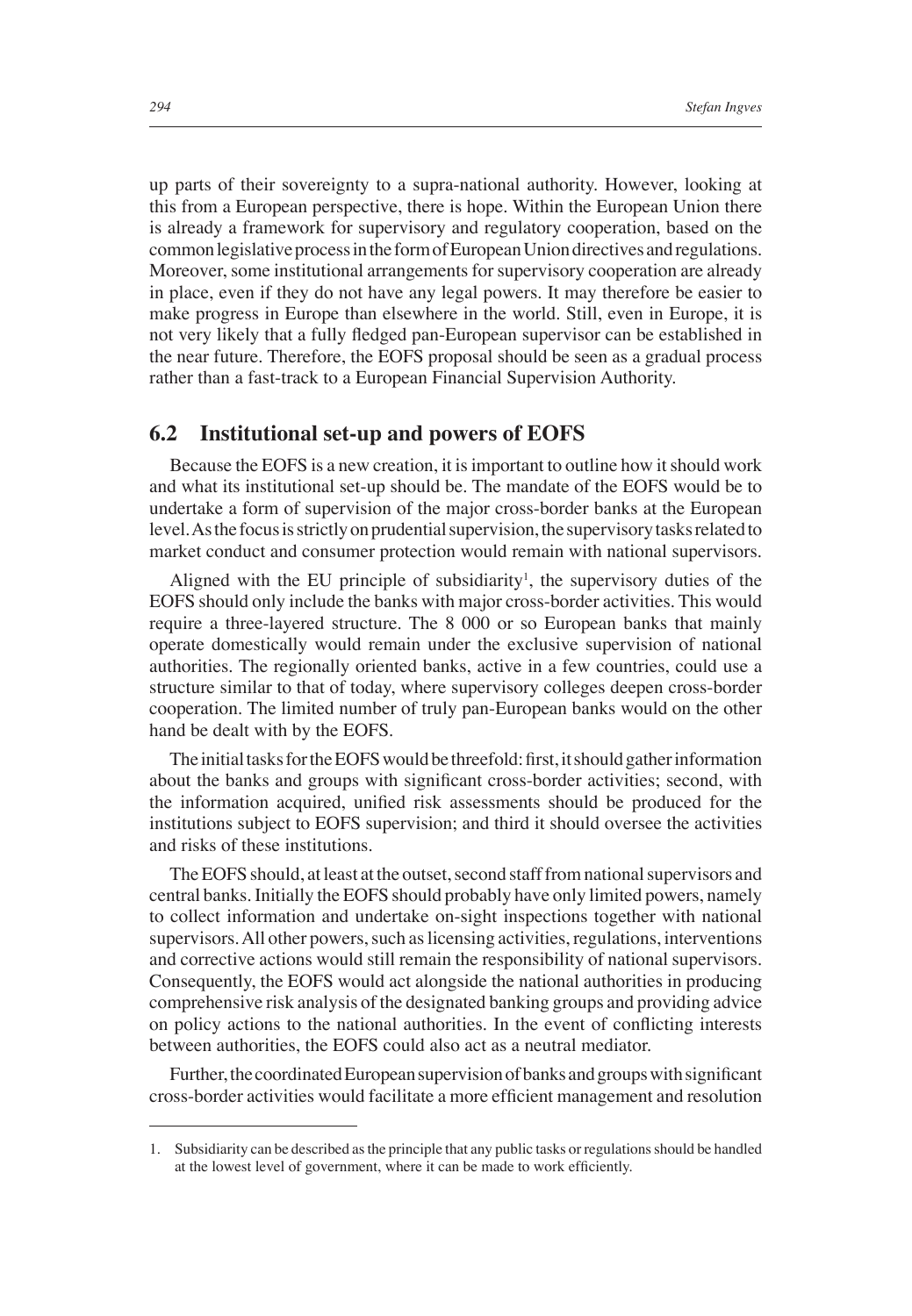up parts of their sovereignty to a supra-national authority. However, looking at this from a European perspective, there is hope. Within the European Union there is already a framework for supervisory and regulatory cooperation, based on the common legislative process in the form of European Union directives and regulations. Moreover, some institutional arrangements for supervisory cooperation are already in place, even if they do not have any legal powers. It may therefore be easier to make progress in Europe than elsewhere in the world. Still, even in Europe, it is not very likely that a fully fledged pan-European supervisor can be established in the near future. Therefore, the EOFS proposal should be seen as a gradual process rather than a fast-track to a European Financial Supervision Authority.

## 6.2 Institutional set-up and powers of EOFS

Because the EOFS is a new creation, it is important to outline how it should work and what its institutional set-up should be. The mandate of the EOFS would be to undertake a form of supervision of the major cross-border banks at the European level. As the focus is strictly on prudential supervision, the supervisory tasks related to market conduct and consumer protection would remain with national supervisors.

Aligned with the EU principle of subsidiarity[1], the supervisory duties of the EOFS should only include the banks with major cross-border activities. This would require a three-layered structure. The 8 000 or so European banks that mainly operate domestically would remain under the exclusive supervision of national authorities. The regionally oriented banks, active in a few countries, could use a structure similar to that of today, where supervisory colleges deepen cross-border cooperation. The limited number of truly pan-European banks would on the other hand be dealt with by the EOFS.

The initial tasks for the EOFS would be threefold: first, it should gather information about the banks and groups with significant cross-border activities; second, with the information acquired, unified risk assessments should be produced for the institutions subject to EOFS supervision; and third it should oversee the activities and risks of these institutions.

The EOFS should, at least at the outset, second staff from national supervisors and central banks. Initially the EOFS should probably have only limited powers, namely to collect information and undertake on-sight inspections together with national supervisors. All other powers, such as licensing activities, regulations, interventions and corrective actions would still remain the responsibility of national supervisors. Consequently, the EOFS would act alongside the national authorities in producing comprehensive risk analysis of the designated banking groups and providing advice on policy actions to the national authorities. In the event of conflicting interests between authorities, the EOFS could also act as a neutral mediator.

Further, the coordinated European supervision of banks and groups with significant cross-border activities would facilitate a more efficient management and resolution

---

1. Subsidiarity can be described as the principle that any public tasks or regulations should be handled at the lowest level of government, where it can be made to work efficiently.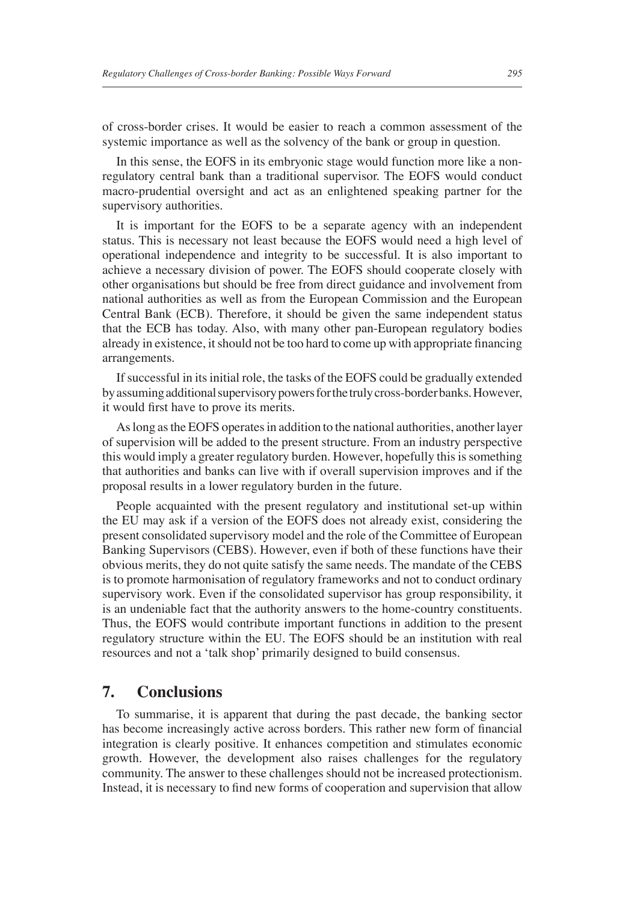of cross-border crises. It would be easier to reach a common assessment of the systemic importance as well as the solvency of the bank or group in question.

In this sense, the EOFS in its embryonic stage would function more like a non-regulatory central bank than a traditional supervisor. The EOFS would conduct macro-prudential oversight and act as an enlightened speaking partner for the supervisory authorities.

It is important for the EOFS to be a separate agency with an independent status. This is necessary not least because the EOFS would need a high level of operational independence and integrity to be successful. It is also important to achieve a necessary division of power. The EOFS should cooperate closely with other organisations but should be free from direct guidance and involvement from national authorities as well as from the European Commission and the European Central Bank (ECB). Therefore, it should be given the same independent status that the ECB has today. Also, with many other pan-European regulatory bodies already in existence, it should not be too hard to come up with appropriate financing arrangements.

If successful in its initial role, the tasks of the EOFS could be gradually extended by assuming additional supervisory powers for the truly cross-border banks. However, it would first have to prove its merits.

As long as the EOFS operates in addition to the national authorities, another layer of supervision will be added to the present structure. From an industry perspective this would imply a greater regulatory burden. However, hopefully this is something that authorities and banks can live with if overall supervision improves and if the proposal results in a lower regulatory burden in the future.

People acquainted with the present regulatory and institutional set-up within the EU may ask if a version of the EOFS does not already exist, considering the present consolidated supervisory model and the role of the Committee of European Banking Supervisors (CEBS). However, even if both of these functions have their obvious merits, they do not quite satisfy the same needs. The mandate of the CEBS is to promote harmonisation of regulatory frameworks and not to conduct ordinary supervisory work. Even if the consolidated supervisor has group responsibility, it is an undeniable fact that the authority answers to the home-country constituents. Thus, the EOFS would contribute important functions in addition to the present regulatory structure within the EU. The EOFS should be an institution with real resources and not a 'talk shop' primarily designed to build consensus.

## 7. Conclusions

To summarise, it is apparent that during the past decade, the banking sector has become increasingly active across borders. This rather new form of financial integration is clearly positive. It enhances competition and stimulates economic growth. However, the development also raises challenges for the regulatory community. The answer to these challenges should not be increased protectionism. Instead, it is necessary to find new forms of cooperation and supervision that allow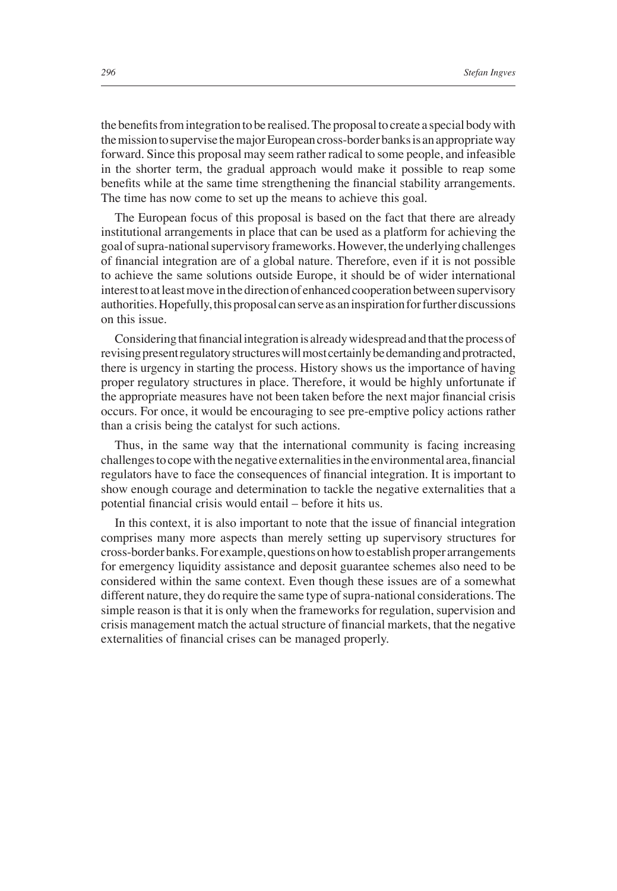the benefits from integration to be realised. The proposal to create a special body with the mission to supervise the major European cross-border banks is an appropriate way forward. Since this proposal may seem rather radical to some people, and infeasible in the shorter term, the gradual approach would make it possible to reap some benefits while at the same time strengthening the financial stability arrangements. The time has now come to set up the means to achieve this goal.

The European focus of this proposal is based on the fact that there are already institutional arrangements in place that can be used as a platform for achieving the goal of supra-national supervisory frameworks. However, the underlying challenges of financial integration are of a global nature. Therefore, even if it is not possible to achieve the same solutions outside Europe, it should be of wider international interest to at least move in the direction of enhanced cooperation between supervisory authorities. Hopefully, this proposal can serve as an inspiration for further discussions on this issue.

Considering that financial integration is already widespread and that the process of revising present regulatory structures will most certainly be demanding and protracted, there is urgency in starting the process. History shows us the importance of having proper regulatory structures in place. Therefore, it would be highly unfortunate if the appropriate measures have not been taken before the next major financial crisis occurs. For once, it would be encouraging to see pre-emptive policy actions rather than a crisis being the catalyst for such actions.

Thus, in the same way that the international community is facing increasing challenges to cope with the negative externalities in the environmental area, financial regulators have to face the consequences of financial integration. It is important to show enough courage and determination to tackle the negative externalities that a potential financial crisis would entail – before it hits us.

In this context, it is also important to note that the issue of financial integration comprises many more aspects than merely setting up supervisory structures for cross-border banks. For example, questions on how to establish proper arrangements for emergency liquidity assistance and deposit guarantee schemes also need to be considered within the same context. Even though these issues are of a somewhat different nature, they do require the same type of supra-national considerations. The simple reason is that it is only when the frameworks for regulation, supervision and crisis management match the actual structure of financial markets, that the negative externalities of financial crises can be managed properly.